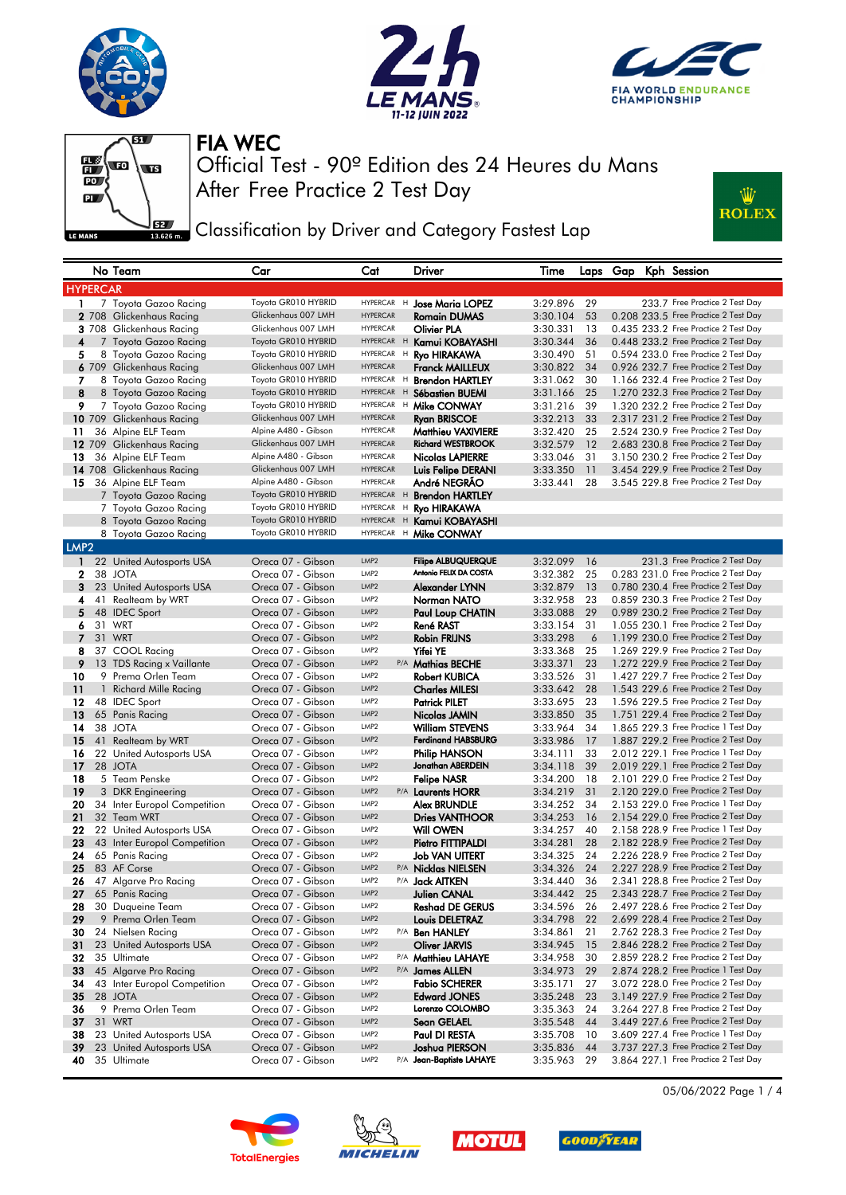# FIA WEC

Official Test - 90º Edition des 24 Heures du Mans

After Free Practice 2 Test Day

## Classification by Driver and Category Fastest Lap

| | No | Team | Car | Cat | | Driver | Time | Laps | Gap | Kph | Session |
|---|---|---|---|---|---|---|---|---|---|---|---|
| **HYPERCAR** | | | | | | | | | | | |
| 1 | 7 | Toyota Gazoo Racing | Toyota GR010 HYBRID | HYPERCAR | H | Jose Maria LOPEZ | 3:29.896 | 29 | | 233.7 | Free Practice 2 Test Day |
| 2 | 708 | Glickenhaus Racing | Glickenhaus 007 LMH | HYPERCAR | | Romain DUMAS | 3:30.104 | 53 | 0.208 | 233.5 | Free Practice 2 Test Day |
| 3 | 708 | Glickenhaus Racing | Glickenhaus 007 LMH | HYPERCAR | | Olivier PLA | 3:30.331 | 13 | 0.435 | 233.2 | Free Practice 2 Test Day |
| 4 | 7 | Toyota Gazoo Racing | Toyota GR010 HYBRID | HYPERCAR | H | Kamui KOBAYASHI | 3:30.344 | 36 | 0.448 | 233.2 | Free Practice 2 Test Day |
| 5 | 8 | Toyota Gazoo Racing | Toyota GR010 HYBRID | HYPERCAR | H | Ryo HIRAKAWA | 3:30.490 | 51 | 0.594 | 233.0 | Free Practice 2 Test Day |
| 6 | 709 | Glickenhaus Racing | Glickenhaus 007 LMH | HYPERCAR | | Franck MAILLEUX | 3:30.822 | 34 | 0.926 | 232.7 | Free Practice 2 Test Day |
| 7 | 8 | Toyota Gazoo Racing | Toyota GR010 HYBRID | HYPERCAR | H | Brendon HARTLEY | 3:31.062 | 30 | 1.166 | 232.4 | Free Practice 2 Test Day |
| 8 | 8 | Toyota Gazoo Racing | Toyota GR010 HYBRID | HYPERCAR | H | Sébastien BUEMI | 3:31.166 | 25 | 1.270 | 232.3 | Free Practice 2 Test Day |
| 9 | 7 | Toyota Gazoo Racing | Toyota GR010 HYBRID | HYPERCAR | H | Mike CONWAY | 3:31.216 | 39 | 1.320 | 232.2 | Free Practice 2 Test Day |
| 10 | 709 | Glickenhaus Racing | Glickenhaus 007 LMH | HYPERCAR | | Ryan BRISCOE | 3:32.213 | 33 | 2.317 | 231.2 | Free Practice 2 Test Day |
| 11 | 36 | Alpine ELF Team | Alpine A480 - Gibson | HYPERCAR | | Matthieu VAXIVIERE | 3:32.420 | 25 | 2.524 | 230.9 | Free Practice 2 Test Day |
| 12 | 709 | Glickenhaus Racing | Glickenhaus 007 LMH | HYPERCAR | | Richard WESTBROOK | 3:32.579 | 12 | 2.683 | 230.8 | Free Practice 2 Test Day |
| 13 | 36 | Alpine ELF Team | Alpine A480 - Gibson | HYPERCAR | | Nicolas LAPIERRE | 3:33.046 | 31 | 3.150 | 230.2 | Free Practice 2 Test Day |
| 14 | 708 | Glickenhaus Racing | Glickenhaus 007 LMH | HYPERCAR | | Luis Felipe DERANI | 3:33.350 | 11 | 3.454 | 229.9 | Free Practice 2 Test Day |
| 15 | 36 | Alpine ELF Team | Alpine A480 - Gibson | HYPERCAR | | André NEGRÃO | 3:33.441 | 28 | 3.545 | 229.8 | Free Practice 2 Test Day |
| | 7 | Toyota Gazoo Racing | Toyota GR010 HYBRID | HYPERCAR | H | Brendon HARTLEY | | | | | |
| | 7 | Toyota Gazoo Racing | Toyota GR010 HYBRID | HYPERCAR | H | Ryo HIRAKAWA | | | | | |
| | 8 | Toyota Gazoo Racing | Toyota GR010 HYBRID | HYPERCAR | H | Kamui KOBAYASHI | | | | | |
| | 8 | Toyota Gazoo Racing | Toyota GR010 HYBRID | HYPERCAR | H | Mike CONWAY | | | | | |
| **LMP2** | | | | | | | | | | | |
| 1 | 22 | United Autosports USA | Oreca 07 - Gibson | LMP2 | | Filipe ALBUQUERQUE | 3:32.099 | 16 | | 231.3 | Free Practice 2 Test Day |
| 2 | 38 | JOTA | Oreca 07 - Gibson | LMP2 | | Antonio FELIX DA COSTA | 3:32.382 | 25 | 0.283 | 231.0 | Free Practice 2 Test Day |
| 3 | 23 | United Autosports USA | Oreca 07 - Gibson | LMP2 | | Alexander LYNN | 3:32.879 | 13 | 0.780 | 230.4 | Free Practice 2 Test Day |
| 4 | 41 | Realteam by WRT | Oreca 07 - Gibson | LMP2 | | Norman NATO | 3:32.958 | 23 | 0.859 | 230.3 | Free Practice 2 Test Day |
| 5 | 48 | IDEC Sport | Oreca 07 - Gibson | LMP2 | | Paul Loup CHATIN | 3:33.088 | 29 | 0.989 | 230.2 | Free Practice 2 Test Day |
| 6 | 31 | WRT | Oreca 07 - Gibson | LMP2 | | René RAST | 3:33.154 | 31 | 1.055 | 230.1 | Free Practice 2 Test Day |
| 7 | 31 | WRT | Oreca 07 - Gibson | LMP2 | | Robin FRIJNS | 3:33.298 | 6 | 1.199 | 230.0 | Free Practice 2 Test Day |
| 8 | 37 | COOL Racing | Oreca 07 - Gibson | LMP2 | | Yifei YE | 3:33.368 | 25 | 1.269 | 229.9 | Free Practice 2 Test Day |
| 9 | 13 | TDS Racing x Vaillante | Oreca 07 - Gibson | LMP2 | P/A | Mathias BECHE | 3:33.371 | 23 | 1.272 | 229.9 | Free Practice 2 Test Day |
| 10 | 9 | Prema Orlen Team | Oreca 07 - Gibson | LMP2 | | Robert KUBICA | 3:33.526 | 31 | 1.427 | 229.7 | Free Practice 2 Test Day |
| 11 | 1 | Richard Mille Racing | Oreca 07 - Gibson | LMP2 | | Charles MILESI | 3:33.642 | 28 | 1.543 | 229.6 | Free Practice 2 Test Day |
| 12 | 48 | IDEC Sport | Oreca 07 - Gibson | LMP2 | | Patrick PILET | 3:33.695 | 23 | 1.596 | 229.5 | Free Practice 2 Test Day |
| 13 | 65 | Panis Racing | Oreca 07 - Gibson | LMP2 | | Nicolas JAMIN | 3:33.850 | 35 | 1.751 | 229.4 | Free Practice 2 Test Day |
| 14 | 38 | JOTA | Oreca 07 - Gibson | LMP2 | | William STEVENS | 3:33.964 | 34 | 1.865 | 229.3 | Free Practice 1 Test Day |
| 15 | 41 | Realteam by WRT | Oreca 07 - Gibson | LMP2 | | Ferdinand HABSBURG | 3:33.986 | 17 | 1.887 | 229.2 | Free Practice 2 Test Day |
| 16 | 22 | United Autosports USA | Oreca 07 - Gibson | LMP2 | | Philip HANSON | 3:34.111 | 33 | 2.012 | 229.1 | Free Practice 1 Test Day |
| 17 | 28 | JOTA | Oreca 07 - Gibson | LMP2 | | Jonathan ABERDEIN | 3:34.118 | 39 | 2.019 | 229.1 | Free Practice 2 Test Day |
| 18 | 5 | Team Penske | Oreca 07 - Gibson | LMP2 | | Felipe NASR | 3:34.200 | 18 | 2.101 | 229.0 | Free Practice 2 Test Day |
| 19 | 3 | DKR Engineering | Oreca 07 - Gibson | LMP2 | P/A | Laurents HORR | 3:34.219 | 31 | 2.120 | 229.0 | Free Practice 2 Test Day |
| 20 | 34 | Inter Europol Competition | Oreca 07 - Gibson | LMP2 | | Alex BRUNDLE | 3:34.252 | 34 | 2.153 | 229.0 | Free Practice 1 Test Day |
| 21 | 32 | Team WRT | Oreca 07 - Gibson | LMP2 | | Dries VANTHOOR | 3:34.253 | 16 | 2.154 | 229.0 | Free Practice 2 Test Day |
| 22 | 22 | United Autosports USA | Oreca 07 - Gibson | LMP2 | | Will OWEN | 3:34.257 | 40 | 2.158 | 228.9 | Free Practice 1 Test Day |
| 23 | 43 | Inter Europol Competition | Oreca 07 - Gibson | LMP2 | | Pietro FITTIPALDI | 3:34.281 | 28 | 2.182 | 228.9 | Free Practice 2 Test Day |
| 24 | 65 | Panis Racing | Oreca 07 - Gibson | LMP2 | | Job VAN UITERT | 3:34.325 | 24 | 2.226 | 228.9 | Free Practice 2 Test Day |
| 25 | 83 | AF Corse | Oreca 07 - Gibson | LMP2 | P/A | Nicklas NIELSEN | 3:34.326 | 24 | 2.227 | 228.9 | Free Practice 2 Test Day |
| 26 | 47 | Algarve Pro Racing | Oreca 07 - Gibson | LMP2 | P/A | Jack AITKEN | 3:34.440 | 36 | 2.341 | 228.8 | Free Practice 1 Test Day |
| 27 | 65 | Panis Racing | Oreca 07 - Gibson | LMP2 | | Julien CANAL | 3:34.442 | 25 | 2.343 | 228.7 | Free Practice 2 Test Day |
| 28 | 30 | Duqueine Team | Oreca 07 - Gibson | LMP2 | | Reshad DE GERUS | 3:34.596 | 26 | 2.497 | 228.6 | Free Practice 2 Test Day |
| 29 | 9 | Prema Orlen Team | Oreca 07 - Gibson | LMP2 | | Louis DELETRAZ | 3:34.798 | 22 | 2.699 | 228.4 | Free Practice 2 Test Day |
| 30 | 24 | Nielsen Racing | Oreca 07 - Gibson | LMP2 | P/A | Ben HANLEY | 3:34.861 | 21 | 2.762 | 228.3 | Free Practice 2 Test Day |
| 31 | 23 | United Autosports USA | Oreca 07 - Gibson | LMP2 | | Oliver JARVIS | 3:34.945 | 15 | 2.846 | 228.2 | Free Practice 2 Test Day |
| 32 | 35 | Ultimate | Oreca 07 - Gibson | LMP2 | P/A | Matthieu LAHAYE | 3:34.958 | 30 | 2.859 | 228.2 | Free Practice 2 Test Day |
| 33 | 45 | Algarve Pro Racing | Oreca 07 - Gibson | LMP2 | P/A | James ALLEN | 3:34.973 | 29 | 2.874 | 228.2 | Free Practice 1 Test Day |
| 34 | 43 | Inter Europol Competition | Oreca 07 - Gibson | LMP2 | | Fabio SCHERER | 3:35.171 | 27 | 3.072 | 228.0 | Free Practice 2 Test Day |
| 35 | 28 | JOTA | Oreca 07 - Gibson | LMP2 | | Edward JONES | 3:35.248 | 23 | 3.149 | 227.9 | Free Practice 2 Test Day |
| 36 | 9 | Prema Orlen Team | Oreca 07 - Gibson | LMP2 | | Lorenzo COLOMBO | 3:35.363 | 24 | 3.264 | 227.8 | Free Practice 2 Test Day |
| 37 | 31 | WRT | Oreca 07 - Gibson | LMP2 | | Sean GELAEL | 3:35.548 | 44 | 3.449 | 227.6 | Free Practice 2 Test Day |
| 38 | 23 | United Autosports USA | Oreca 07 - Gibson | LMP2 | | Paul DI RESTA | 3:35.708 | 10 | 3.609 | 227.4 | Free Practice 1 Test Day |
| 39 | 23 | United Autosports USA | Oreca 07 - Gibson | LMP2 | | Joshua PIERSON | 3:35.836 | 44 | 3.737 | 227.3 | Free Practice 2 Test Day |
| 40 | 35 | Ultimate | Oreca 07 - Gibson | LMP2 | P/A | Jean-Baptiste LAHAYE | 3:35.963 | 29 | 3.864 | 227.1 | Free Practice 2 Test Day |

05/06/2022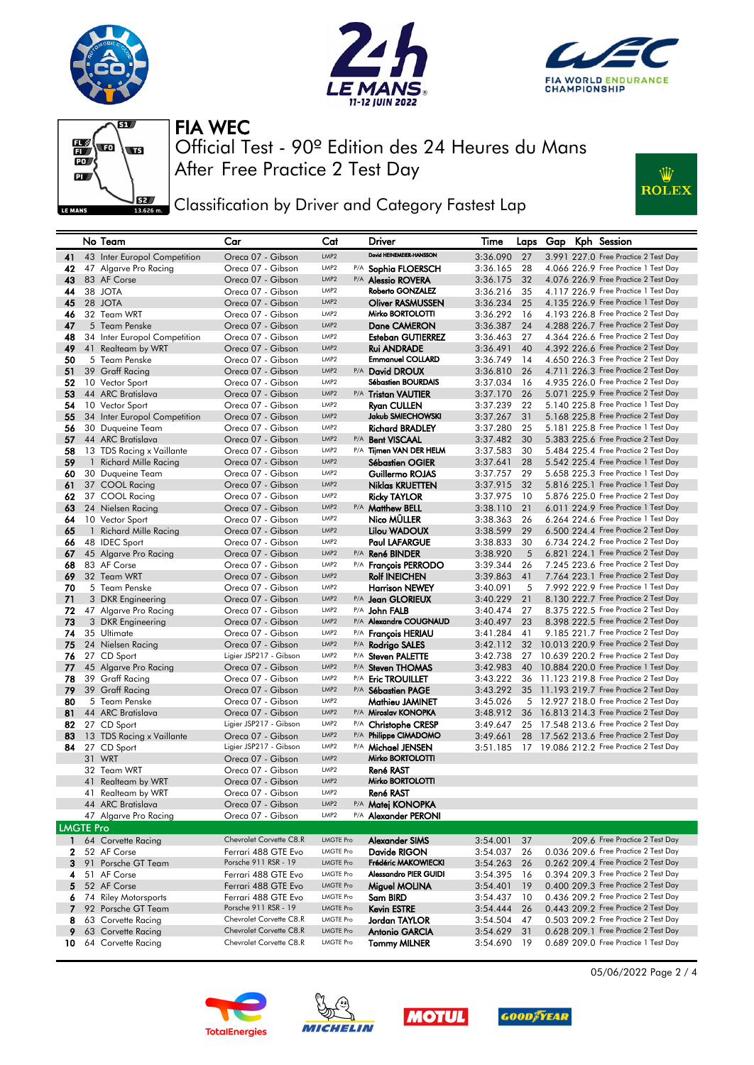# FIA WEC

## Official Test - 90º Edition des 24 Heures du Mans
## After Free Practice 2 Test Day

### Classification by Driver and Category Fastest Lap

| | No | Team | Car | Cat | | Driver | Time | Laps | Gap | Kph | Session |
|---|---|---|---|---|---|---|---|---|---|---|---|
| 41 | 43 | Inter Europol Competition | Oreca 07 - Gibson | LMP2 | | David HEINEMEIER-HANSSON | 3:36.090 | 27 | 3.991 | 227.0 | Free Practice 2 Test Day |
| 42 | 47 | Algarve Pro Racing | Oreca 07 - Gibson | LMP2 | P/A | Sophia FLOERSCH | 3:36.165 | 28 | 4.066 | 226.9 | Free Practice 1 Test Day |
| 43 | 83 | AF Corse | Oreca 07 - Gibson | LMP2 | P/A | Alessio ROVERA | 3:36.175 | 32 | 4.076 | 226.9 | Free Practice 2 Test Day |
| 44 | 38 | JOTA | Oreca 07 - Gibson | LMP2 | | Roberto GONZALEZ | 3:36.216 | 35 | 4.117 | 226.9 | Free Practice 1 Test Day |
| 45 | 28 | JOTA | Oreca 07 - Gibson | LMP2 | | Oliver RASMUSSEN | 3:36.234 | 25 | 4.135 | 226.9 | Free Practice 1 Test Day |
| 46 | 32 | Team WRT | Oreca 07 - Gibson | LMP2 | | Mirko BORTOLOTTI | 3:36.292 | 16 | 4.193 | 226.8 | Free Practice 2 Test Day |
| 47 | 5 | Team Penske | Oreca 07 - Gibson | LMP2 | | Dane CAMERON | 3:36.387 | 24 | 4.288 | 226.7 | Free Practice 2 Test Day |
| 48 | 34 | Inter Europol Competition | Oreca 07 - Gibson | LMP2 | | Esteban GUTIERREZ | 3:36.463 | 27 | 4.364 | 226.6 | Free Practice 2 Test Day |
| 49 | 41 | Realteam by WRT | Oreca 07 - Gibson | LMP2 | | Rui ANDRADE | 3:36.491 | 40 | 4.392 | 226.6 | Free Practice 2 Test Day |
| 50 | 5 | Team Penske | Oreca 07 - Gibson | LMP2 | | Emmanuel COLLARD | 3:36.749 | 14 | 4.650 | 226.3 | Free Practice 2 Test Day |
| 51 | 39 | Graff Racing | Oreca 07 - Gibson | LMP2 | P/A | David DROUX | 3:36.810 | 26 | 4.711 | 226.3 | Free Practice 2 Test Day |
| 52 | 10 | Vector Sport | Oreca 07 - Gibson | LMP2 | | Sébastien BOURDAIS | 3:37.034 | 16 | 4.935 | 226.0 | Free Practice 2 Test Day |
| 53 | 44 | ARC Bratislava | Oreca 07 - Gibson | LMP2 | P/A | Tristan VAUTIER | 3:37.170 | 26 | 5.071 | 225.9 | Free Practice 2 Test Day |
| 54 | 10 | Vector Sport | Oreca 07 - Gibson | LMP2 | | Ryan CULLEN | 3:37.239 | 22 | 5.140 | 225.8 | Free Practice 1 Test Day |
| 55 | 34 | Inter Europol Competition | Oreca 07 - Gibson | LMP2 | | Jakub SMIECHOWSKI | 3:37.267 | 31 | 5.168 | 225.8 | Free Practice 2 Test Day |
| 56 | 30 | Duqueine Team | Oreca 07 - Gibson | LMP2 | | Richard BRADLEY | 3:37.280 | 25 | 5.181 | 225.8 | Free Practice 1 Test Day |
| 57 | 44 | ARC Bratislava | Oreca 07 - Gibson | LMP2 | P/A | Bent VISCAAL | 3:37.482 | 30 | 5.383 | 225.6 | Free Practice 2 Test Day |
| 58 | 13 | TDS Racing x Vaillante | Oreca 07 - Gibson | LMP2 | P/A | Tijmen VAN DER HELM | 3:37.583 | 30 | 5.484 | 225.4 | Free Practice 2 Test Day |
| 59 | 1 | Richard Mille Racing | Oreca 07 - Gibson | LMP2 | | Sébastien OGIER | 3:37.641 | 28 | 5.542 | 225.4 | Free Practice 1 Test Day |
| 60 | 30 | Duqueine Team | Oreca 07 - Gibson | LMP2 | | Guillermo ROJAS | 3:37.757 | 29 | 5.658 | 225.3 | Free Practice 1 Test Day |
| 61 | 37 | COOL Racing | Oreca 07 - Gibson | LMP2 | | Niklas KRUETTEN | 3:37.915 | 32 | 5.816 | 225.1 | Free Practice 1 Test Day |
| 62 | 37 | COOL Racing | Oreca 07 - Gibson | LMP2 | | Ricky TAYLOR | 3:37.975 | 10 | 5.876 | 225.0 | Free Practice 2 Test Day |
| 63 | 24 | Nielsen Racing | Oreca 07 - Gibson | LMP2 | P/A | Matthew BELL | 3:38.110 | 21 | 6.011 | 224.9 | Free Practice 1 Test Day |
| 64 | 10 | Vector Sport | Oreca 07 - Gibson | LMP2 | | Nico MÜLLER | 3:38.363 | 26 | 6.264 | 224.6 | Free Practice 1 Test Day |
| 65 | 1 | Richard Mille Racing | Oreca 07 - Gibson | LMP2 | | Lilou WADOUX | 3:38.599 | 29 | 6.500 | 224.4 | Free Practice 2 Test Day |
| 66 | 48 | IDEC Sport | Oreca 07 - Gibson | LMP2 | | Paul LAFARGUE | 3:38.833 | 30 | 6.734 | 224.2 | Free Practice 2 Test Day |
| 67 | 45 | Algarve Pro Racing | Oreca 07 - Gibson | LMP2 | P/A | René BINDER | 3:38.920 | 5 | 6.821 | 224.1 | Free Practice 2 Test Day |
| 68 | 83 | AF Corse | Oreca 07 - Gibson | LMP2 | P/A | François PERRODO | 3:39.344 | 26 | 7.245 | 223.6 | Free Practice 2 Test Day |
| 69 | 32 | Team WRT | Oreca 07 - Gibson | LMP2 | | Rolf INEICHEN | 3:39.863 | 41 | 7.764 | 223.1 | Free Practice 2 Test Day |
| 70 | 5 | Team Penske | Oreca 07 - Gibson | LMP2 | | Harrison NEWEY | 3:40.091 | 5 | 7.992 | 222.9 | Free Practice 1 Test Day |
| 71 | 3 | DKR Engineering | Oreca 07 - Gibson | LMP2 | P/A | Jean GLORIEUX | 3:40.229 | 21 | 8.130 | 222.7 | Free Practice 2 Test Day |
| 72 | 47 | Algarve Pro Racing | Oreca 07 - Gibson | LMP2 | P/A | John FALB | 3:40.474 | 27 | 8.375 | 222.5 | Free Practice 2 Test Day |
| 73 | 3 | DKR Engineering | Oreca 07 - Gibson | LMP2 | P/A | Alexandre COUGNAUD | 3:40.497 | 23 | 8.398 | 222.5 | Free Practice 2 Test Day |
| 74 | 35 | Ultimate | Oreca 07 - Gibson | LMP2 | P/A | François HERIAU | 3:41.284 | 41 | 9.185 | 221.7 | Free Practice 2 Test Day |
| 75 | 24 | Nielsen Racing | Oreca 07 - Gibson | LMP2 | P/A | Rodrigo SALES | 3:42.112 | 32 | 10.013 | 220.9 | Free Practice 2 Test Day |
| 76 | 27 | CD Sport | Ligier JSP217 - Gibson | LMP2 | P/A | Steven PALETTE | 3:42.738 | 27 | 10.639 | 220.2 | Free Practice 2 Test Day |
| 77 | 45 | Algarve Pro Racing | Oreca 07 - Gibson | LMP2 | P/A | Steven THOMAS | 3:42.983 | 40 | 10.884 | 220.0 | Free Practice 1 Test Day |
| 78 | 39 | Graff Racing | Oreca 07 - Gibson | LMP2 | P/A | Eric TROUILLET | 3:43.222 | 36 | 11.123 | 219.8 | Free Practice 2 Test Day |
| 79 | 39 | Graff Racing | Oreca 07 - Gibson | LMP2 | P/A | Sébastien PAGE | 3:43.292 | 35 | 11.193 | 219.7 | Free Practice 2 Test Day |
| 80 | 5 | Team Penske | Oreca 07 - Gibson | LMP2 | | Mathieu JAMINET | 3:45.026 | 5 | 12.927 | 218.0 | Free Practice 2 Test Day |
| 81 | 44 | ARC Bratislava | Oreca 07 - Gibson | LMP2 | P/A | Miroslav KONOPKA | 3:48.912 | 36 | 16.813 | 214.3 | Free Practice 2 Test Day |
| 82 | 27 | CD Sport | Ligier JSP217 - Gibson | LMP2 | P/A | Christophe CRESP | 3:49.647 | 25 | 17.548 | 213.6 | Free Practice 2 Test Day |
| 83 | 13 | TDS Racing x Vaillante | Oreca 07 - Gibson | LMP2 | P/A | Philippe CIMADOMO | 3:49.661 | 28 | 17.562 | 213.6 | Free Practice 2 Test Day |
| 84 | 27 | CD Sport | Ligier JSP217 - Gibson | LMP2 | P/A | Michael JENSEN | 3:51.185 | 17 | 19.086 | 212.2 | Free Practice 2 Test Day |
| | 31 | WRT | Oreca 07 - Gibson | LMP2 | | Mirko BORTOLOTTI | | | | | |
| | 32 | Team WRT | Oreca 07 - Gibson | LMP2 | | René RAST | | | | | |
| | 41 | Realteam by WRT | Oreca 07 - Gibson | LMP2 | | Mirko BORTOLOTTI | | | | | |
| | 41 | Realteam by WRT | Oreca 07 - Gibson | LMP2 | | René RAST | | | | | |
| | 44 | ARC Bratislava | Oreca 07 - Gibson | LMP2 | P/A | Matej KONOPKA | | | | | |
| | 47 | Algarve Pro Racing | Oreca 07 - Gibson | LMP2 | P/A | Alexander PERONI | | | | | |
| **LMGTE Pro** | | | | | | | | | | | |
| 1 | 64 | Corvette Racing | Chevrolet Corvette C8.R | LMGTE Pro | | Alexander SIMS | 3:54.001 | 37 | | 209.6 | Free Practice 2 Test Day |
| 2 | 52 | AF Corse | Ferrari 488 GTE Evo | LMGTE Pro | | Davide RIGON | 3:54.037 | 26 | 0.036 | 209.6 | Free Practice 2 Test Day |
| 3 | 91 | Porsche GT Team | Porsche 911 RSR - 19 | LMGTE Pro | | Frédéric MAKOWIECKI | 3:54.263 | 26 | 0.262 | 209.4 | Free Practice 2 Test Day |
| 4 | 51 | AF Corse | Ferrari 488 GTE Evo | LMGTE Pro | | Alessandro PIER GUIDI | 3:54.395 | 16 | 0.394 | 209.3 | Free Practice 2 Test Day |
| 5 | 52 | AF Corse | Ferrari 488 GTE Evo | LMGTE Pro | | Miguel MOLINA | 3:54.401 | 19 | 0.400 | 209.3 | Free Practice 2 Test Day |
| 6 | 74 | Riley Motorsports | Ferrari 488 GTE Evo | LMGTE Pro | | Sam BIRD | 3:54.437 | 10 | 0.436 | 209.2 | Free Practice 2 Test Day |
| 7 | 92 | Porsche GT Team | Porsche 911 RSR - 19 | LMGTE Pro | | Kevin ESTRE | 3:54.444 | 26 | 0.443 | 209.2 | Free Practice 2 Test Day |
| 8 | 63 | Corvette Racing | Chevrolet Corvette C8.R | LMGTE Pro | | Jordan TAYLOR | 3:54.504 | 47 | 0.503 | 209.2 | Free Practice 2 Test Day |
| 9 | 63 | Corvette Racing | Chevrolet Corvette C8.R | LMGTE Pro | | Antonio GARCIA | 3:54.629 | 31 | 0.628 | 209.1 | Free Practice 2 Test Day |
| 10 | 64 | Corvette Racing | Chevrolet Corvette C8.R | LMGTE Pro | | Tommy MILNER | 3:54.690 | 19 | 0.689 | 209.0 | Free Practice 1 Test Day |

05/06/2022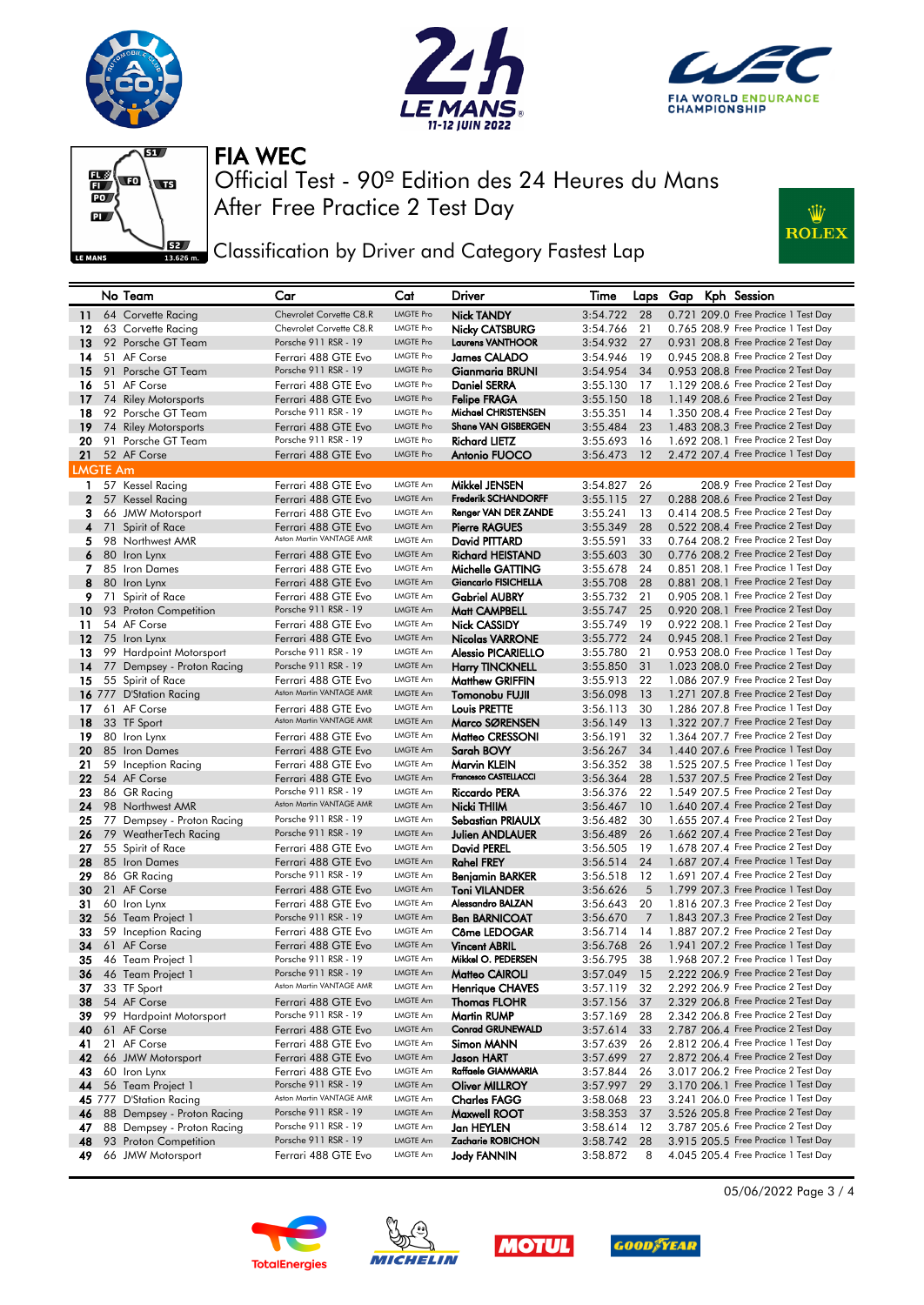# FIA WEC

## Official Test - 90º Edition des 24 Heures du Mans
## After Free Practice 2 Test Day

### Classification by Driver and Category Fastest Lap

| | No | Team | Car | Cat | Driver | Time | Laps | Gap | Kph | Session |
|---|---|---|---|---|---|---|---|---|---|---|
| 11 | 64 | Corvette Racing | Chevrolet Corvette C8.R | LMGTE Pro | Nick TANDY | 3:54.722 | 28 | 0.721 | 209.0 | Free Practice 1 Test Day |
| 12 | 63 | Corvette Racing | Chevrolet Corvette C8.R | LMGTE Pro | Nicky CATSBURG | 3:54.766 | 21 | 0.765 | 208.9 | Free Practice 1 Test Day |
| 13 | 92 | Porsche GT Team | Porsche 911 RSR - 19 | LMGTE Pro | Laurens VANTHOOR | 3:54.932 | 27 | 0.931 | 208.8 | Free Practice 2 Test Day |
| 14 | 51 | AF Corse | Ferrari 488 GTE Evo | LMGTE Pro | James CALADO | 3:54.946 | 19 | 0.945 | 208.8 | Free Practice 2 Test Day |
| 15 | 91 | Porsche GT Team | Porsche 911 RSR - 19 | LMGTE Pro | Gianmaria BRUNI | 3:54.954 | 34 | 0.953 | 208.8 | Free Practice 2 Test Day |
| 16 | 51 | AF Corse | Ferrari 488 GTE Evo | LMGTE Pro | Daniel SERRA | 3:55.130 | 17 | 1.129 | 208.6 | Free Practice 2 Test Day |
| 17 | 74 | Riley Motorsports | Ferrari 488 GTE Evo | LMGTE Pro | Felipe FRAGA | 3:55.150 | 18 | 1.149 | 208.6 | Free Practice 2 Test Day |
| 18 | 92 | Porsche GT Team | Porsche 911 RSR - 19 | LMGTE Pro | Michael CHRISTENSEN | 3:55.351 | 14 | 1.350 | 208.4 | Free Practice 2 Test Day |
| 19 | 74 | Riley Motorsports | Ferrari 488 GTE Evo | LMGTE Pro | Shane VAN GISBERGEN | 3:55.484 | 23 | 1.483 | 208.3 | Free Practice 2 Test Day |
| 20 | 91 | Porsche GT Team | Porsche 911 RSR - 19 | LMGTE Pro | Richard LIETZ | 3:55.693 | 16 | 1.692 | 208.1 | Free Practice 2 Test Day |
| 21 | 52 | AF Corse | Ferrari 488 GTE Evo | LMGTE Pro | Antonio FUOCO | 3:56.473 | 12 | 2.472 | 207.4 | Free Practice 1 Test Day |
| **LMGTE Am** | | | | | | | | | | |
| 1 | 57 | Kessel Racing | Ferrari 488 GTE Evo | LMGTE Am | Mikkel JENSEN | 3:54.827 | 26 | | 208.9 | Free Practice 2 Test Day |
| 2 | 57 | Kessel Racing | Ferrari 488 GTE Evo | LMGTE Am | Frederik SCHANDORFF | 3:55.115 | 27 | 0.288 | 208.6 | Free Practice 2 Test Day |
| 3 | 66 | JMW Motorsport | Ferrari 488 GTE Evo | LMGTE Am | Renger VAN DER ZANDE | 3:55.241 | 13 | 0.414 | 208.5 | Free Practice 2 Test Day |
| 4 | 71 | Spirit of Race | Ferrari 488 GTE Evo | LMGTE Am | Pierre RAGUES | 3:55.349 | 28 | 0.522 | 208.4 | Free Practice 2 Test Day |
| 5 | 98 | Northwest AMR | Aston Martin VANTAGE AMR | LMGTE Am | David PITTARD | 3:55.591 | 33 | 0.764 | 208.2 | Free Practice 2 Test Day |
| 6 | 80 | Iron Lynx | Ferrari 488 GTE Evo | LMGTE Am | Richard HEISTAND | 3:55.603 | 30 | 0.776 | 208.2 | Free Practice 2 Test Day |
| 7 | 85 | Iron Dames | Ferrari 488 GTE Evo | LMGTE Am | Michelle GATTING | 3:55.678 | 24 | 0.851 | 208.1 | Free Practice 1 Test Day |
| 8 | 80 | Iron Lynx | Ferrari 488 GTE Evo | LMGTE Am | Giancarlo FISICHELLA | 3:55.708 | 28 | 0.881 | 208.1 | Free Practice 2 Test Day |
| 9 | 71 | Spirit of Race | Ferrari 488 GTE Evo | LMGTE Am | Gabriel AUBRY | 3:55.732 | 21 | 0.905 | 208.1 | Free Practice 2 Test Day |
| 10 | 93 | Proton Competition | Porsche 911 RSR - 19 | LMGTE Am | Matt CAMPBELL | 3:55.747 | 25 | 0.920 | 208.1 | Free Practice 2 Test Day |
| 11 | 54 | AF Corse | Ferrari 488 GTE Evo | LMGTE Am | Nick CASSIDY | 3:55.749 | 19 | 0.922 | 208.1 | Free Practice 2 Test Day |
| 12 | 75 | Iron Lynx | Ferrari 488 GTE Evo | LMGTE Am | Nicolas VARRONE | 3:55.772 | 24 | 0.945 | 208.1 | Free Practice 2 Test Day |
| 13 | 99 | Hardpoint Motorsport | Porsche 911 RSR - 19 | LMGTE Am | Alessio PICARIELLO | 3:55.780 | 21 | 0.953 | 208.0 | Free Practice 1 Test Day |
| 14 | 77 | Dempsey - Proton Racing | Porsche 911 RSR - 19 | LMGTE Am | Harry TINCKNELL | 3:55.850 | 31 | 1.023 | 208.0 | Free Practice 2 Test Day |
| 15 | 55 | Spirit of Race | Ferrari 488 GTE Evo | LMGTE Am | Matthew GRIFFIN | 3:55.913 | 22 | 1.086 | 207.9 | Free Practice 2 Test Day |
| 16 | 777 | D'Station Racing | Aston Martin VANTAGE AMR | LMGTE Am | Tomonobu FUJII | 3:56.098 | 13 | 1.271 | 207.8 | Free Practice 2 Test Day |
| 17 | 61 | AF Corse | Ferrari 488 GTE Evo | LMGTE Am | Louis PRETTE | 3:56.113 | 30 | 1.286 | 207.8 | Free Practice 1 Test Day |
| 18 | 33 | TF Sport | Aston Martin VANTAGE AMR | LMGTE Am | Marco SØRENSEN | 3:56.149 | 13 | 1.322 | 207.7 | Free Practice 2 Test Day |
| 19 | 80 | Iron Lynx | Ferrari 488 GTE Evo | LMGTE Am | Matteo CRESSONI | 3:56.191 | 32 | 1.364 | 207.7 | Free Practice 1 Test Day |
| 20 | 85 | Iron Dames | Ferrari 488 GTE Evo | LMGTE Am | Sarah BOVY | 3:56.267 | 34 | 1.440 | 207.6 | Free Practice 1 Test Day |
| 21 | 59 | Inception Racing | Ferrari 488 GTE Evo | LMGTE Am | Marvin KLEIN | 3:56.352 | 38 | 1.525 | 207.5 | Free Practice 1 Test Day |
| 22 | 54 | AF Corse | Ferrari 488 GTE Evo | LMGTE Am | Francesco CASTELLACCI | 3:56.364 | 28 | 1.537 | 207.5 | Free Practice 2 Test Day |
| 23 | 86 | GR Racing | Porsche 911 RSR - 19 | LMGTE Am | Riccardo PERA | 3:56.376 | 22 | 1.549 | 207.5 | Free Practice 2 Test Day |
| 24 | 98 | Northwest AMR | Aston Martin VANTAGE AMR | LMGTE Am | Nicki THIIM | 3:56.467 | 10 | 1.640 | 207.4 | Free Practice 2 Test Day |
| 25 | 77 | Dempsey - Proton Racing | Porsche 911 RSR - 19 | LMGTE Am | Sebastian PRIAULX | 3:56.482 | 30 | 1.655 | 207.4 | Free Practice 2 Test Day |
| 26 | 79 | WeatherTech Racing | Porsche 911 RSR - 19 | LMGTE Am | Julien ANDLAUER | 3:56.489 | 26 | 1.662 | 207.4 | Free Practice 2 Test Day |
| 27 | 55 | Spirit of Race | Ferrari 488 GTE Evo | LMGTE Am | David PEREL | 3:56.505 | 19 | 1.678 | 207.4 | Free Practice 2 Test Day |
| 28 | 85 | Iron Dames | Ferrari 488 GTE Evo | LMGTE Am | Rahel FREY | 3:56.514 | 24 | 1.687 | 207.4 | Free Practice 1 Test Day |
| 29 | 86 | GR Racing | Porsche 911 RSR - 19 | LMGTE Am | Benjamin BARKER | 3:56.518 | 12 | 1.691 | 207.4 | Free Practice 2 Test Day |
| 30 | 21 | AF Corse | Ferrari 488 GTE Evo | LMGTE Am | Toni VILANDER | 3:56.626 | 5 | 1.799 | 207.3 | Free Practice 1 Test Day |
| 31 | 60 | Iron Lynx | Ferrari 488 GTE Evo | LMGTE Am | Alessandro BALZAN | 3:56.643 | 20 | 1.816 | 207.3 | Free Practice 2 Test Day |
| 32 | 56 | Team Project 1 | Porsche 911 RSR - 19 | LMGTE Am | Ben BARNICOAT | 3:56.670 | 7 | 1.843 | 207.3 | Free Practice 2 Test Day |
| 33 | 59 | Inception Racing | Ferrari 488 GTE Evo | LMGTE Am | Côme LEDOGAR | 3:56.714 | 14 | 1.887 | 207.2 | Free Practice 2 Test Day |
| 34 | 61 | AF Corse | Ferrari 488 GTE Evo | LMGTE Am | Vincent ABRIL | 3:56.768 | 26 | 1.941 | 207.2 | Free Practice 1 Test Day |
| 35 | 46 | Team Project 1 | Porsche 911 RSR - 19 | LMGTE Am | Mikkel O. PEDERSEN | 3:56.795 | 38 | 1.968 | 207.2 | Free Practice 1 Test Day |
| 36 | 46 | Team Project 1 | Porsche 911 RSR - 19 | LMGTE Am | Matteo CAIROLI | 3:57.049 | 15 | 2.222 | 206.9 | Free Practice 2 Test Day |
| 37 | 33 | TF Sport | Aston Martin VANTAGE AMR | LMGTE Am | Henrique CHAVES | 3:57.119 | 32 | 2.292 | 206.9 | Free Practice 2 Test Day |
| 38 | 54 | AF Corse | Ferrari 488 GTE Evo | LMGTE Am | Thomas FLOHR | 3:57.156 | 37 | 2.329 | 206.8 | Free Practice 2 Test Day |
| 39 | 99 | Hardpoint Motorsport | Porsche 911 RSR - 19 | LMGTE Am | Martin RUMP | 3:57.169 | 28 | 2.342 | 206.8 | Free Practice 2 Test Day |
| 40 | 61 | AF Corse | Ferrari 488 GTE Evo | LMGTE Am | Conrad GRUNEWALD | 3:57.614 | 33 | 2.787 | 206.4 | Free Practice 2 Test Day |
| 41 | 21 | AF Corse | Ferrari 488 GTE Evo | LMGTE Am | Simon MANN | 3:57.639 | 26 | 2.812 | 206.4 | Free Practice 1 Test Day |
| 42 | 66 | JMW Motorsport | Ferrari 488 GTE Evo | LMGTE Am | Jason HART | 3:57.699 | 27 | 2.872 | 206.4 | Free Practice 2 Test Day |
| 43 | 60 | Iron Lynx | Ferrari 488 GTE Evo | LMGTE Am | Raffaele GIAMMARIA | 3:57.844 | 26 | 3.017 | 206.2 | Free Practice 2 Test Day |
| 44 | 56 | Team Project 1 | Porsche 911 RSR - 19 | LMGTE Am | Oliver MILLROY | 3:57.997 | 29 | 3.170 | 206.1 | Free Practice 1 Test Day |
| 45 | 777 | D'Station Racing | Aston Martin VANTAGE AMR | LMGTE Am | Charles FAGG | 3:58.068 | 23 | 3.241 | 206.0 | Free Practice 1 Test Day |
| 46 | 88 | Dempsey - Proton Racing | Porsche 911 RSR - 19 | LMGTE Am | Maxwell ROOT | 3:58.353 | 37 | 3.526 | 205.8 | Free Practice 2 Test Day |
| 47 | 88 | Dempsey - Proton Racing | Porsche 911 RSR - 19 | LMGTE Am | Jan HEYLEN | 3:58.614 | 12 | 3.787 | 205.6 | Free Practice 2 Test Day |
| 48 | 93 | Proton Competition | Porsche 911 RSR - 19 | LMGTE Am | Zacharie ROBICHON | 3:58.742 | 28 | 3.915 | 205.5 | Free Practice 1 Test Day |
| 49 | 66 | JMW Motorsport | Ferrari 488 GTE Evo | LMGTE Am | Jody FANNIN | 3:58.872 | 8 | 4.045 | 205.4 | Free Practice 1 Test Day |

05/06/2022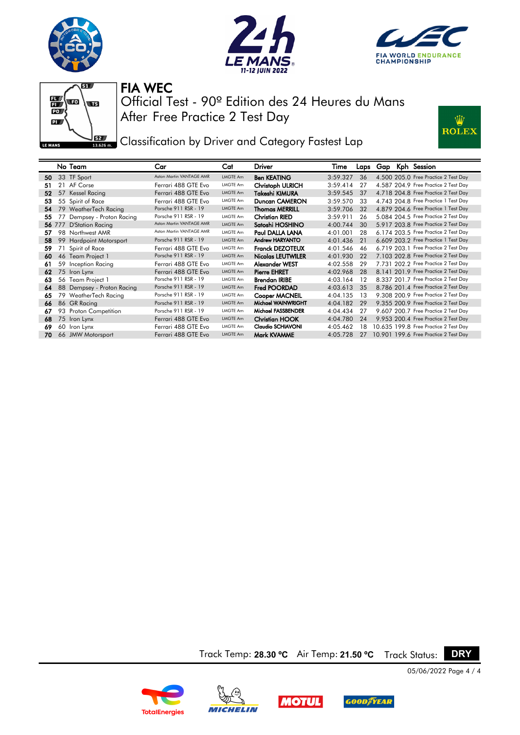# FIA WEC

## Official Test - 90º Edition des 24 Heures du Mans
## After Free Practice 2 Test Day

### Classification by Driver and Category Fastest Lap

| | No | Team | Car | Cat | Driver | Time | Laps | Gap | Kph | Session |
|---|---|---|---|---|---|---|---|---|---|---|
| 50 | 33 | TF Sport | Aston Martin VANTAGE AMR | LMGTE Am | Ben KEATING | 3:59.327 | 36 | 4.500 | 205.0 | Free Practice 2 Test Day |
| 51 | 21 | AF Corse | Ferrari 488 GTE Evo | LMGTE Am | Christoph ULRICH | 3:59.414 | 27 | 4.587 | 204.9 | Free Practice 2 Test Day |
| 52 | 57 | Kessel Racing | Ferrari 488 GTE Evo | LMGTE Am | Takeshi KIMURA | 3:59.545 | 37 | 4.718 | 204.8 | Free Practice 2 Test Day |
| 53 | 55 | Spirit of Race | Ferrari 488 GTE Evo | LMGTE Am | Duncan CAMERON | 3:59.570 | 33 | 4.743 | 204.8 | Free Practice 1 Test Day |
| 54 | 79 | WeatherTech Racing | Porsche 911 RSR - 19 | LMGTE Am | Thomas MERRILL | 3:59.706 | 32 | 4.879 | 204.6 | Free Practice 1 Test Day |
| 55 | 77 | Dempsey - Proton Racing | Porsche 911 RSR - 19 | LMGTE Am | Christian RIED | 3:59.911 | 26 | 5.084 | 204.5 | Free Practice 2 Test Day |
| 56 | 777 | D'Station Racing | Aston Martin VANTAGE AMR | LMGTE Am | Satoshi HOSHINO | 4:00.744 | 30 | 5.917 | 203.8 | Free Practice 2 Test Day |
| 57 | 98 | Northwest AMR | Aston Martin VANTAGE AMR | LMGTE Am | Paul DALLA LANA | 4:01.001 | 28 | 6.174 | 203.5 | Free Practice 2 Test Day |
| 58 | 99 | Hardpoint Motorsport | Porsche 911 RSR - 19 | LMGTE Am | Andrew HARYANTO | 4:01.436 | 21 | 6.609 | 203.2 | Free Practice 1 Test Day |
| 59 | 71 | Spirit of Race | Ferrari 488 GTE Evo | LMGTE Am | Franck DEZOTEUX | 4:01.546 | 46 | 6.719 | 203.1 | Free Practice 2 Test Day |
| 60 | 46 | Team Project 1 | Porsche 911 RSR - 19 | LMGTE Am | Nicolas LEUTWILER | 4:01.930 | 22 | 7.103 | 202.8 | Free Practice 2 Test Day |
| 61 | 59 | Inception Racing | Ferrari 488 GTE Evo | LMGTE Am | Alexander WEST | 4:02.558 | 29 | 7.731 | 202.2 | Free Practice 2 Test Day |
| 62 | 75 | Iron Lynx | Ferrari 488 GTE Evo | LMGTE Am | Pierre EHRET | 4:02.968 | 28 | 8.141 | 201.9 | Free Practice 2 Test Day |
| 63 | 56 | Team Project 1 | Porsche 911 RSR - 19 | LMGTE Am | Brendan IRIBE | 4:03.164 | 12 | 8.337 | 201.7 | Free Practice 2 Test Day |
| 64 | 88 | Dempsey - Proton Racing | Porsche 911 RSR - 19 | LMGTE Am | Fred POORDAD | 4:03.613 | 35 | 8.786 | 201.4 | Free Practice 2 Test Day |
| 65 | 79 | WeatherTech Racing | Porsche 911 RSR - 19 | LMGTE Am | Cooper MACNEIL | 4:04.135 | 13 | 9.308 | 200.9 | Free Practice 2 Test Day |
| 66 | 86 | GR Racing | Porsche 911 RSR - 19 | LMGTE Am | Michael WAINWRIGHT | 4:04.182 | 29 | 9.355 | 200.9 | Free Practice 2 Test Day |
| 67 | 93 | Proton Competition | Porsche 911 RSR - 19 | LMGTE Am | Michael FASSBENDER | 4:04.434 | 27 | 9.607 | 200.7 | Free Practice 2 Test Day |
| 68 | 75 | Iron Lynx | Ferrari 488 GTE Evo | LMGTE Am | Christian HOOK | 4:04.780 | 24 | 9.953 | 200.4 | Free Practice 2 Test Day |
| 69 | 60 | Iron Lynx | Ferrari 488 GTE Evo | LMGTE Am | Claudio SCHIAVONI | 4:05.462 | 18 | 10.635 | 199.8 | Free Practice 2 Test Day |
| 70 | 66 | JMW Motorsport | Ferrari 488 GTE Evo | LMGTE Am | Mark KVAMME | 4:05.728 | 27 | 10.901 | 199.6 | Free Practice 2 Test Day |

Track Temp: **28.30 °C** Air Temp: **21.50 °C** Track Status: **DRY**

05/06/2022